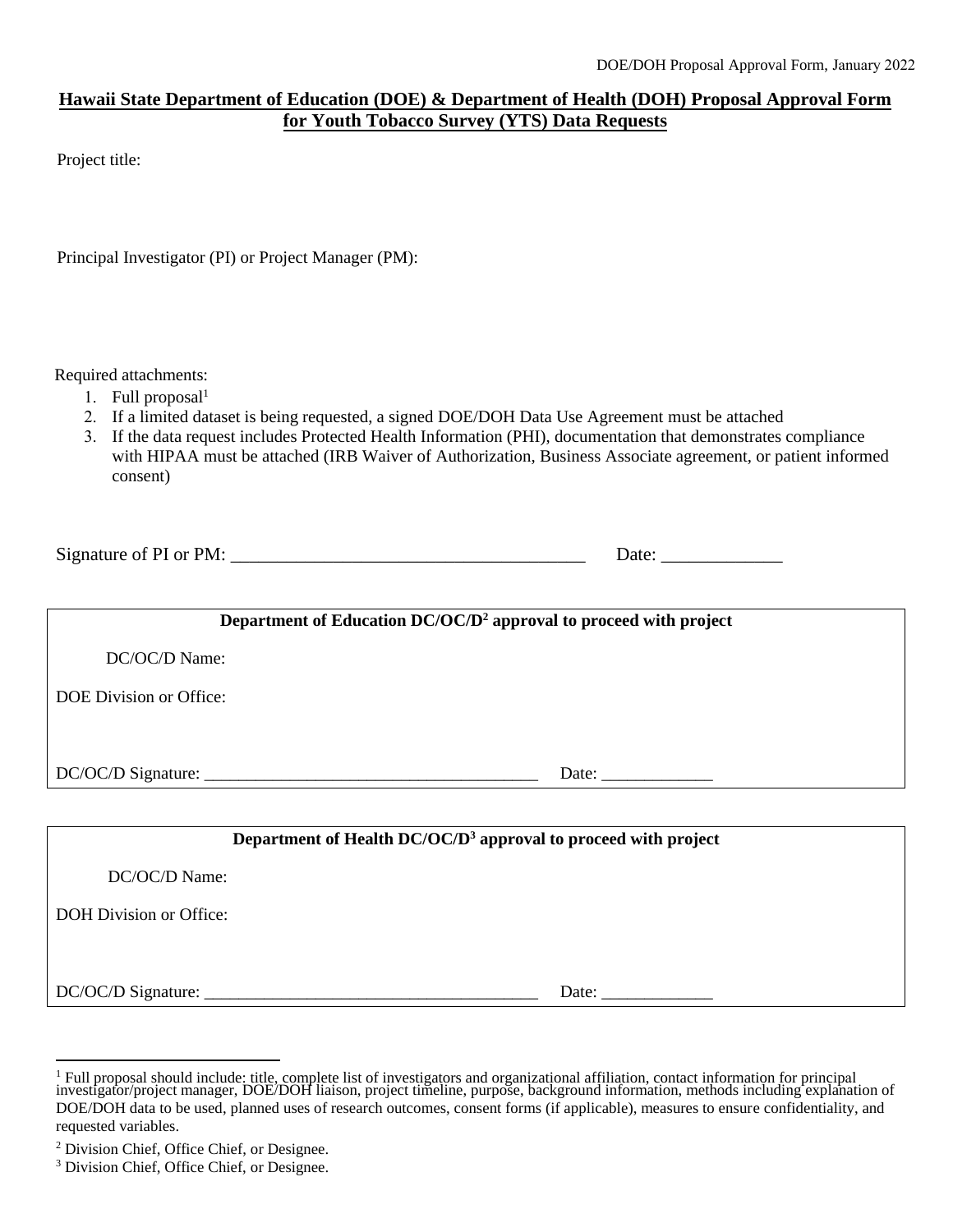# Hawaii State Department of Education (DOE) & Department of Health (DOH) Proposal Approval Form for Youth Tobacco Survey (YTS) Data Requests

Project title:

Principal Investigator (PI) or Project Manager (PM):

Required attachments:

1. Full proposal[1]
2. If a limited dataset is being requested, a signed DOE/DOH Data Use Agreement must be attached
3. If the data request includes Protected Health Information (PHI), documentation that demonstrates compliance with HIPAA must be attached (IRB Waiver of Authorization, Business Associate agreement, or patient informed consent)

Signature of PI or PM: ______________________________________ Date: _____________

**Department of Education DC/OC/D[2] approval to proceed with project**

DC/OC/D Name:

DOE Division or Office:

DC/OC/D Signature: ______________________________________ Date: _____________

**Department of Health DC/OC/D[3] approval to proceed with project**

DC/OC/D Name:

DOH Division or Office:

DC/OC/D Signature: ______________________________________ Date: _____________

---

[1] Full proposal should include: title, complete list of investigators and organizational affiliation, contact information for principal investigator/project manager, DOE/DOH liaison, project timeline, purpose, background information, methods including explanation of DOE/DOH data to be used, planned uses of research outcomes, consent forms (if applicable), measures to ensure confidentiality, and requested variables.

[2] Division Chief, Office Chief, or Designee.

[3] Division Chief, Office Chief, or Designee.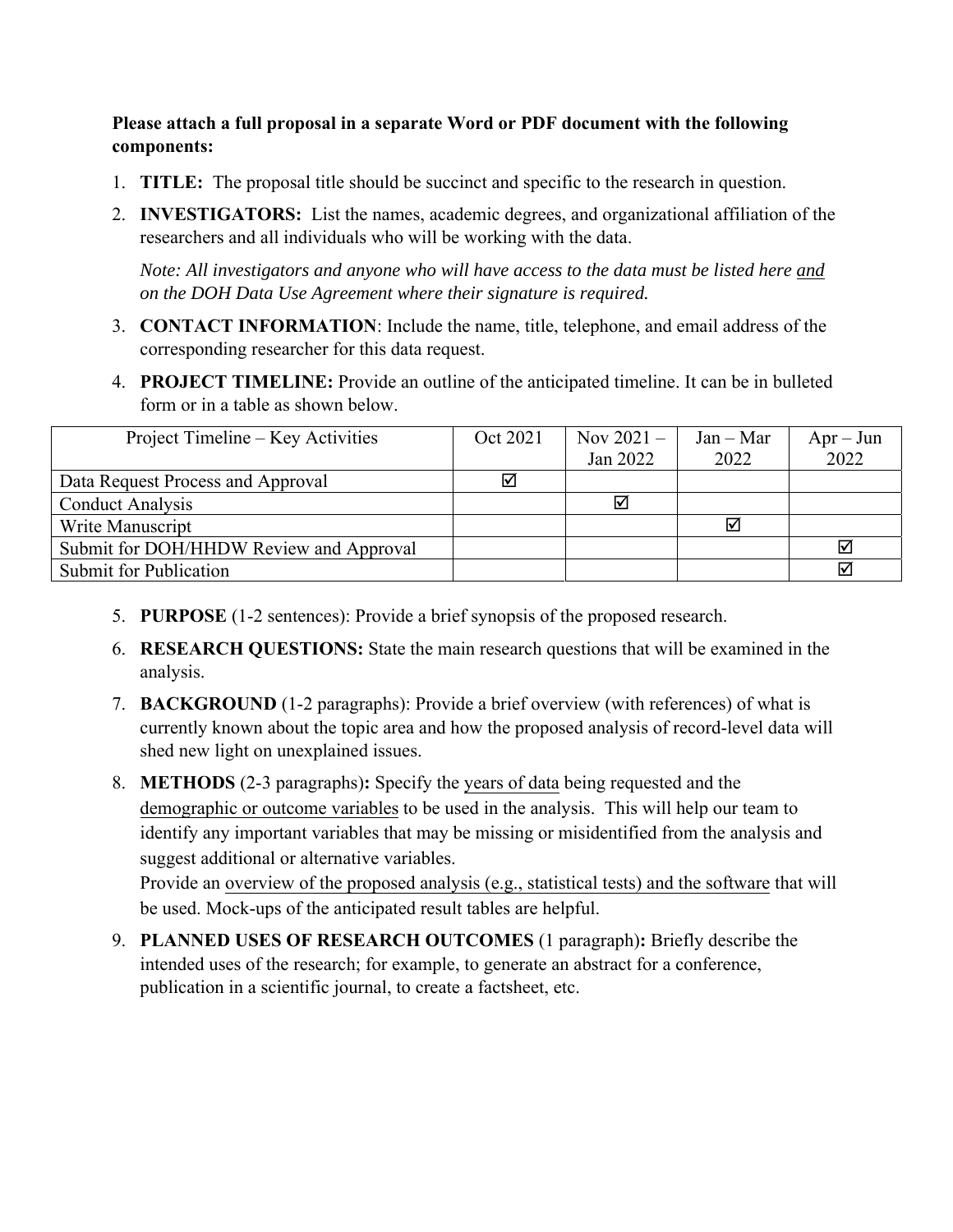**Please attach a full proposal in a separate Word or PDF document with the following components:**

1. **TITLE:** The proposal title should be succinct and specific to the research in question.
2. **INVESTIGATORS:** List the names, academic degrees, and organizational affiliation of the researchers and all individuals who will be working with the data.

   *Note: All investigators and anyone who will have access to the data must be listed here and on the DOH Data Use Agreement where their signature is required.*

3. **CONTACT INFORMATION**: Include the name, title, telephone, and email address of the corresponding researcher for this data request.
4. **PROJECT TIMELINE:** Provide an outline of the anticipated timeline. It can be in bulleted form or in a table as shown below.

| Project Timeline – Key Activities | Oct 2021 | Nov 2021 – Jan 2022 | Jan – Mar 2022 | Apr – Jun 2022 |
|---|---|---|---|---|
| Data Request Process and Approval | ☑ | | | |
| Conduct Analysis | | ☑ | | |
| Write Manuscript | | | ☑ | |
| Submit for DOH/HHDW Review and Approval | | | | ☑ |
| Submit for Publication | | | | ☑ |

5. **PURPOSE** (1-2 sentences): Provide a brief synopsis of the proposed research.
6. **RESEARCH QUESTIONS:** State the main research questions that will be examined in the analysis.
7. **BACKGROUND** (1-2 paragraphs): Provide a brief overview (with references) of what is currently known about the topic area and how the proposed analysis of record-level data will shed new light on unexplained issues.
8. **METHODS** (2-3 paragraphs)**:** Specify the years of data being requested and the demographic or outcome variables to be used in the analysis. This will help our team to identify any important variables that may be missing or misidentified from the analysis and suggest additional or alternative variables.
   Provide an overview of the proposed analysis (e.g., statistical tests) and the software that will be used. Mock-ups of the anticipated result tables are helpful.
9. **PLANNED USES OF RESEARCH OUTCOMES** (1 paragraph)**:** Briefly describe the intended uses of the research; for example, to generate an abstract for a conference, publication in a scientific journal, to create a factsheet, etc.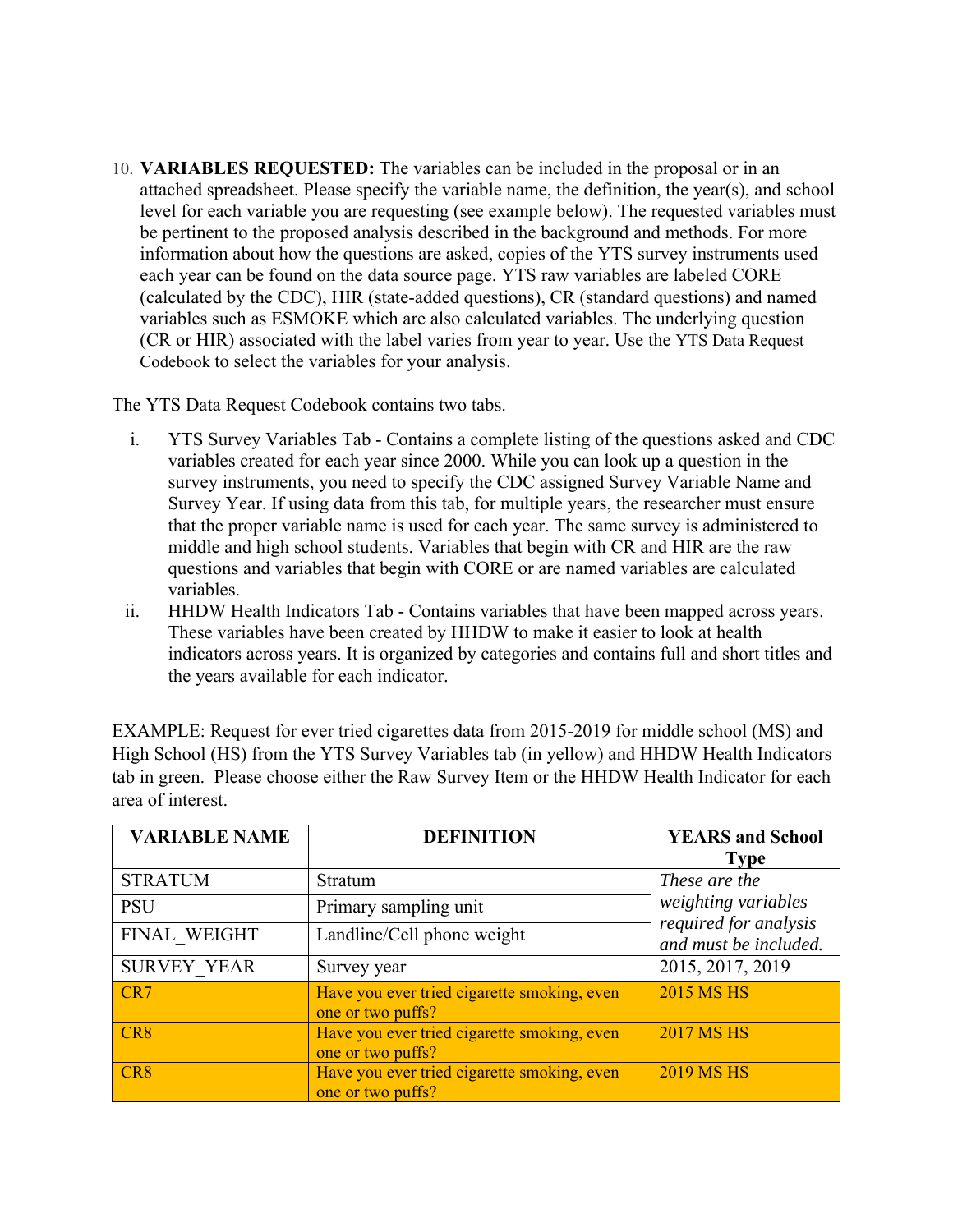10. **VARIABLES REQUESTED:** The variables can be included in the proposal or in an attached spreadsheet. Please specify the variable name, the definition, the year(s), and school level for each variable you are requesting (see example below). The requested variables must be pertinent to the proposed analysis described in the background and methods. For more information about how the questions are asked, copies of the YTS survey instruments used each year can be found on the data source page. YTS raw variables are labeled CORE (calculated by the CDC), HIR (state-added questions), CR (standard questions) and named variables such as ESMOKE which are also calculated variables. The underlying question (CR or HIR) associated with the label varies from year to year. Use the YTS Data Request Codebook to select the variables for your analysis.

The YTS Data Request Codebook contains two tabs.

i. YTS Survey Variables Tab - Contains a complete listing of the questions asked and CDC variables created for each year since 2000. While you can look up a question in the survey instruments, you need to specify the CDC assigned Survey Variable Name and Survey Year. If using data from this tab, for multiple years, the researcher must ensure that the proper variable name is used for each year. The same survey is administered to middle and high school students. Variables that begin with CR and HIR are the raw questions and variables that begin with CORE or are named variables are calculated variables.

ii. HHDW Health Indicators Tab - Contains variables that have been mapped across years. These variables have been created by HHDW to make it easier to look at health indicators across years. It is organized by categories and contains full and short titles and the years available for each indicator.

EXAMPLE: Request for ever tried cigarettes data from 2015-2019 for middle school (MS) and High School (HS) from the YTS Survey Variables tab (in yellow) and HHDW Health Indicators tab in green. Please choose either the Raw Survey Item or the HHDW Health Indicator for each area of interest.

| **VARIABLE NAME** | **DEFINITION** | **YEARS and School Type** |
|---|---|---|
| STRATUM | Stratum | *These are the weighting variables required for analysis and must be included.* |
| PSU | Primary sampling unit | |
| FINAL_WEIGHT | Landline/Cell phone weight | |
| SURVEY_YEAR | Survey year | 2015, 2017, 2019 |
| CR7 | Have you ever tried cigarette smoking, even one or two puffs? | 2015 MS HS |
| CR8 | Have you ever tried cigarette smoking, even one or two puffs? | 2017 MS HS |
| CR8 | Have you ever tried cigarette smoking, even one or two puffs? | 2019 MS HS |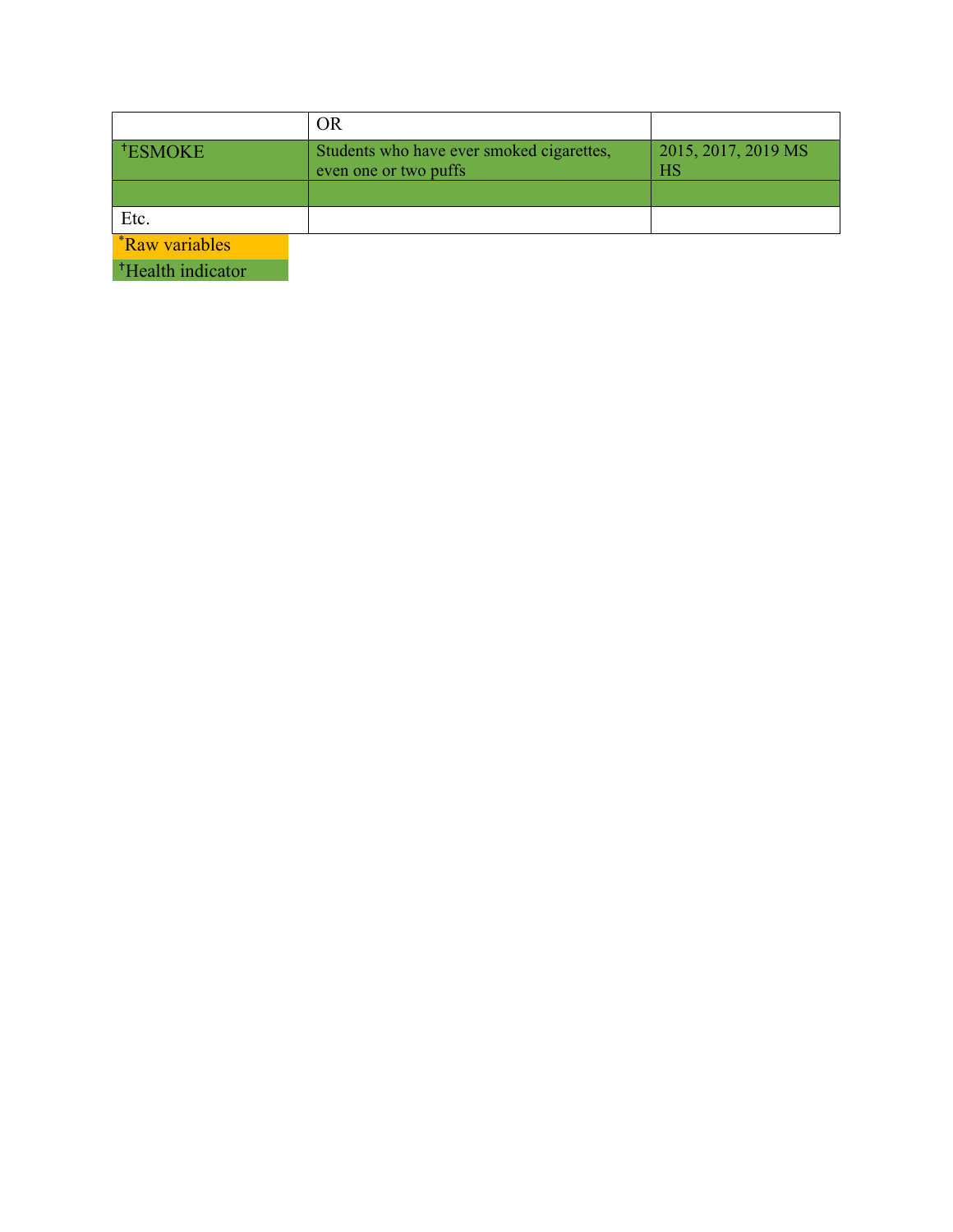| | | |
|---|---|---|
| | OR | |
| †ESMOKE | Students who have ever smoked cigarettes, even one or two puffs | 2015, 2017, 2019 MS HS |
| | | |
| Etc. | | |

*Raw variables

†Health indicator